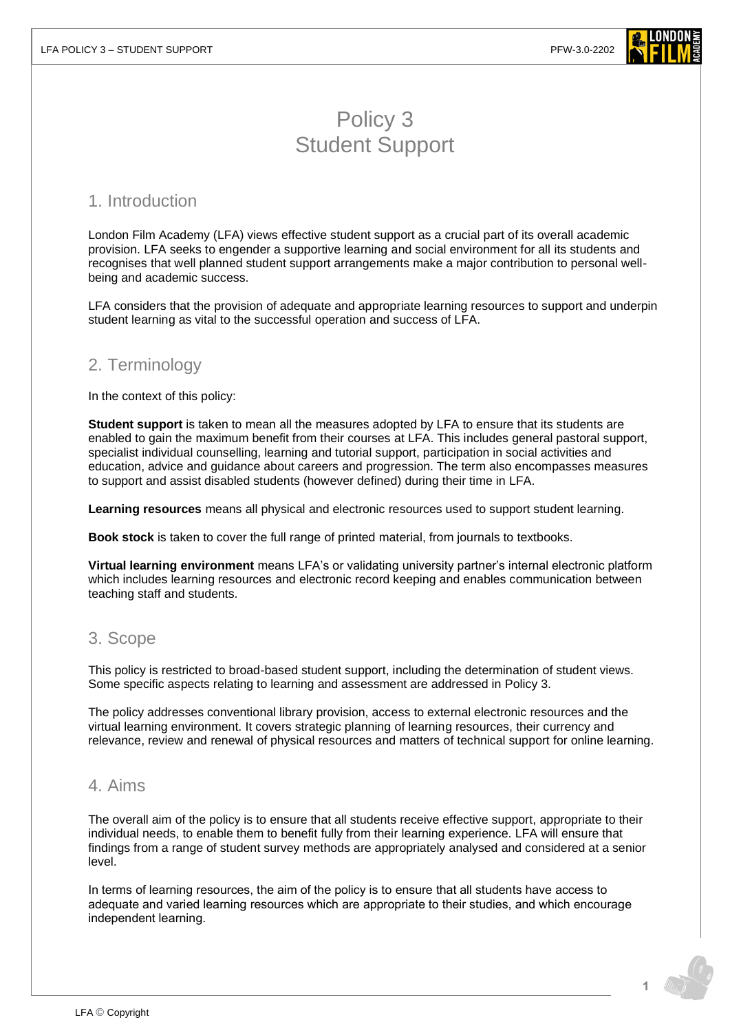# Policy 3
# Student Support

## 1. Introduction

London Film Academy (LFA) views effective student support as a crucial part of its overall academic provision. LFA seeks to engender a supportive learning and social environment for all its students and recognises that well planned student support arrangements make a major contribution to personal well-being and academic success.

LFA considers that the provision of adequate and appropriate learning resources to support and underpin student learning as vital to the successful operation and success of LFA.

## 2. Terminology

In the context of this policy:

**Student support** is taken to mean all the measures adopted by LFA to ensure that its students are enabled to gain the maximum benefit from their courses at LFA. This includes general pastoral support, specialist individual counselling, learning and tutorial support, participation in social activities and education, advice and guidance about careers and progression. The term also encompasses measures to support and assist disabled students (however defined) during their time in LFA.

**Learning resources** means all physical and electronic resources used to support student learning.

**Book stock** is taken to cover the full range of printed material, from journals to textbooks.

**Virtual learning environment** means LFA's or validating university partner's internal electronic platform which includes learning resources and electronic record keeping and enables communication between teaching staff and students.

## 3. Scope

This policy is restricted to broad-based student support, including the determination of student views. Some specific aspects relating to learning and assessment are addressed in Policy 3.

The policy addresses conventional library provision, access to external electronic resources and the virtual learning environment. It covers strategic planning of learning resources, their currency and relevance, review and renewal of physical resources and matters of technical support for online learning.

## 4. Aims

The overall aim of the policy is to ensure that all students receive effective support, appropriate to their individual needs, to enable them to benefit fully from their learning experience. LFA will ensure that findings from a range of student survey methods are appropriately analysed and considered at a senior level.

In terms of learning resources, the aim of the policy is to ensure that all students have access to adequate and varied learning resources which are appropriate to their studies, and which encourage independent learning.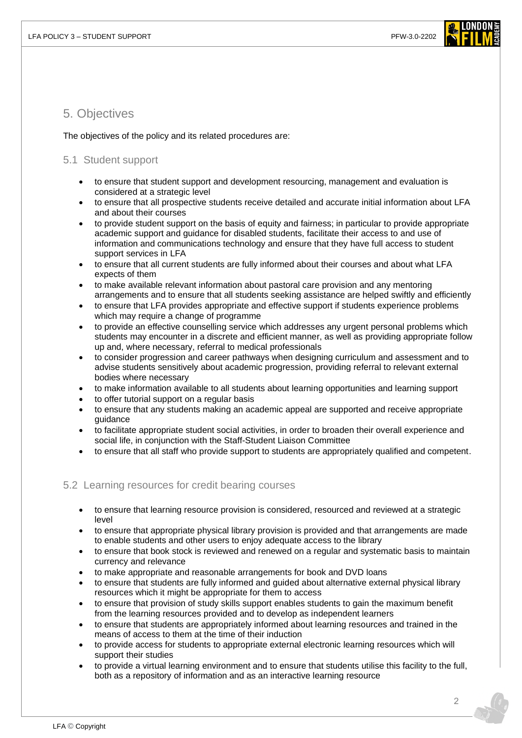## 5. Objectives

The objectives of the policy and its related procedures are:

### 5.1 Student support

- to ensure that student support and development resourcing, management and evaluation is considered at a strategic level
- to ensure that all prospective students receive detailed and accurate initial information about LFA and about their courses
- to provide student support on the basis of equity and fairness; in particular to provide appropriate academic support and guidance for disabled students, facilitate their access to and use of information and communications technology and ensure that they have full access to student support services in LFA
- to ensure that all current students are fully informed about their courses and about what LFA expects of them
- to make available relevant information about pastoral care provision and any mentoring arrangements and to ensure that all students seeking assistance are helped swiftly and efficiently
- to ensure that LFA provides appropriate and effective support if students experience problems which may require a change of programme
- to provide an effective counselling service which addresses any urgent personal problems which students may encounter in a discrete and efficient manner, as well as providing appropriate follow up and, where necessary, referral to medical professionals
- to consider progression and career pathways when designing curriculum and assessment and to advise students sensitively about academic progression, providing referral to relevant external bodies where necessary
- to make information available to all students about learning opportunities and learning support
- to offer tutorial support on a regular basis
- to ensure that any students making an academic appeal are supported and receive appropriate guidance
- to facilitate appropriate student social activities, in order to broaden their overall experience and social life, in conjunction with the Staff-Student Liaison Committee
- to ensure that all staff who provide support to students are appropriately qualified and competent.

### 5.2 Learning resources for credit bearing courses

- to ensure that learning resource provision is considered, resourced and reviewed at a strategic level
- to ensure that appropriate physical library provision is provided and that arrangements are made to enable students and other users to enjoy adequate access to the library
- to ensure that book stock is reviewed and renewed on a regular and systematic basis to maintain currency and relevance
- to make appropriate and reasonable arrangements for book and DVD loans
- to ensure that students are fully informed and guided about alternative external physical library resources which it might be appropriate for them to access
- to ensure that provision of study skills support enables students to gain the maximum benefit from the learning resources provided and to develop as independent learners
- to ensure that students are appropriately informed about learning resources and trained in the means of access to them at the time of their induction
- to provide access for students to appropriate external electronic learning resources which will support their studies
- to provide a virtual learning environment and to ensure that students utilise this facility to the full, both as a repository of information and as an interactive learning resource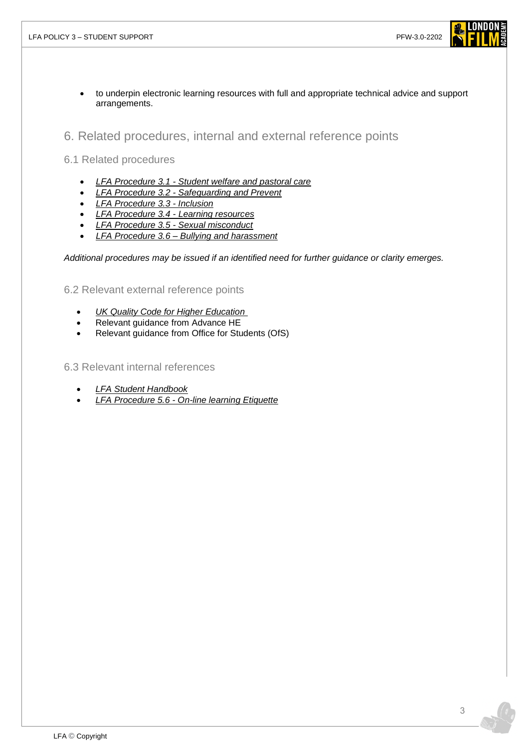- to underpin electronic learning resources with full and appropriate technical advice and support arrangements.

## 6. Related procedures, internal and external reference points

### 6.1 Related procedures

- *LFA Procedure 3.1 - Student welfare and pastoral care*
- *LFA Procedure 3.2 - Safeguarding and Prevent*
- *LFA Procedure 3.3 - Inclusion*
- *LFA Procedure 3.4 - Learning resources*
- *LFA Procedure 3.5 - Sexual misconduct*
- *LFA Procedure 3.6 – Bullying and harassment*

*Additional procedures may be issued if an identified need for further guidance or clarity emerges.*

### 6.2 Relevant external reference points

- *UK Quality Code for Higher Education*
- Relevant guidance from Advance HE
- Relevant guidance from Office for Students (OfS)

### 6.3 Relevant internal references

- *LFA Student Handbook*
- *LFA Procedure 5.6 - On-line learning Etiquette*